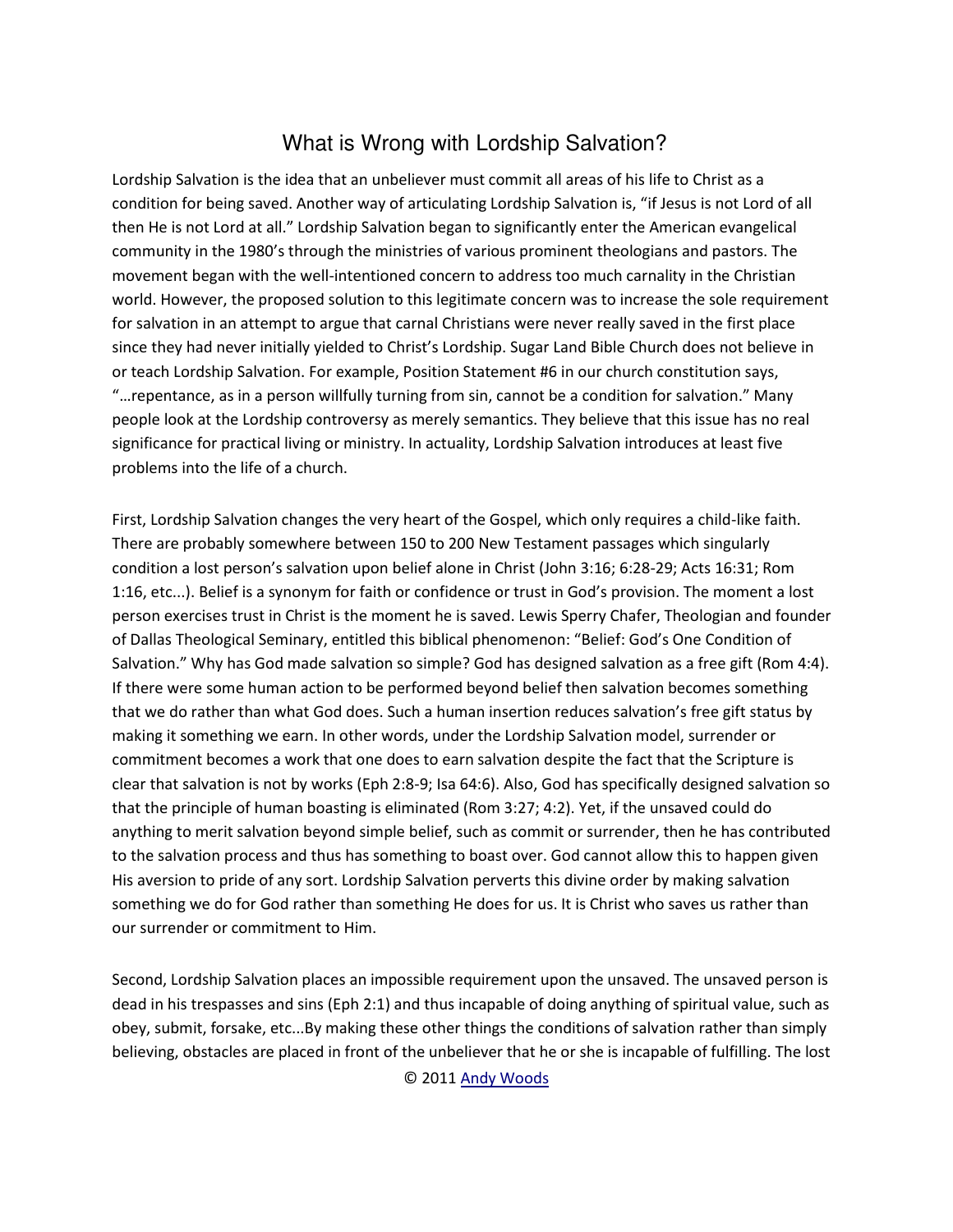# What is Wrong with Lordship Salvation?

Lordship Salvation is the idea that an unbeliever must commit all areas of his life to Christ as a condition for being saved. Another way of articulating Lordship Salvation is, "if Jesus is not Lord of all then He is not Lord at all." Lordship Salvation began to significantly enter the American evangelical community in the 1980's through the ministries of various prominent theologians and pastors. The movement began with the well-intentioned concern to address too much carnality in the Christian world. However, the proposed solution to this legitimate concern was to increase the sole requirement for salvation in an attempt to argue that carnal Christians were never really saved in the first place since they had never initially yielded to Christ's Lordship. Sugar Land Bible Church does not believe in or teach Lordship Salvation. For example, Position Statement #6 in our church constitution says, "…repentance, as in a person willfully turning from sin, cannot be a condition for salvation." Many people look at the Lordship controversy as merely semantics. They believe that this issue has no real significance for practical living or ministry. In actuality, Lordship Salvation introduces at least five problems into the life of a church.

First, Lordship Salvation changes the very heart of the Gospel, which only requires a child-like faith. There are probably somewhere between 150 to 200 New Testament passages which singularly condition a lost person's salvation upon belief alone in Christ (John 3:16; 6:28-29; Acts 16:31; Rom 1:16, etc...). Belief is a synonym for faith or confidence or trust in God's provision. The moment a lost person exercises trust in Christ is the moment he is saved. Lewis Sperry Chafer, Theologian and founder of Dallas Theological Seminary, entitled this biblical phenomenon: "Belief: God's One Condition of Salvation." Why has God made salvation so simple? God has designed salvation as a free gift (Rom 4:4). If there were some human action to be performed beyond belief then salvation becomes something that we do rather than what God does. Such a human insertion reduces salvation's free gift status by making it something we earn. In other words, under the Lordship Salvation model, surrender or commitment becomes a work that one does to earn salvation despite the fact that the Scripture is clear that salvation is not by works (Eph 2:8-9; Isa 64:6). Also, God has specifically designed salvation so that the principle of human boasting is eliminated (Rom 3:27; 4:2). Yet, if the unsaved could do anything to merit salvation beyond simple belief, such as commit or surrender, then he has contributed to the salvation process and thus has something to boast over. God cannot allow this to happen given His aversion to pride of any sort. Lordship Salvation perverts this divine order by making salvation something we do for God rather than something He does for us. It is Christ who saves us rather than our surrender or commitment to Him.

Second, Lordship Salvation places an impossible requirement upon the unsaved. The unsaved person is dead in his trespasses and sins (Eph 2:1) and thus incapable of doing anything of spiritual value, such as obey, submit, forsake, etc...By making these other things the conditions of salvation rather than simply believing, obstacles are placed in front of the unbeliever that he or she is incapable of fulfilling. The lost

© 2011 Andy Woods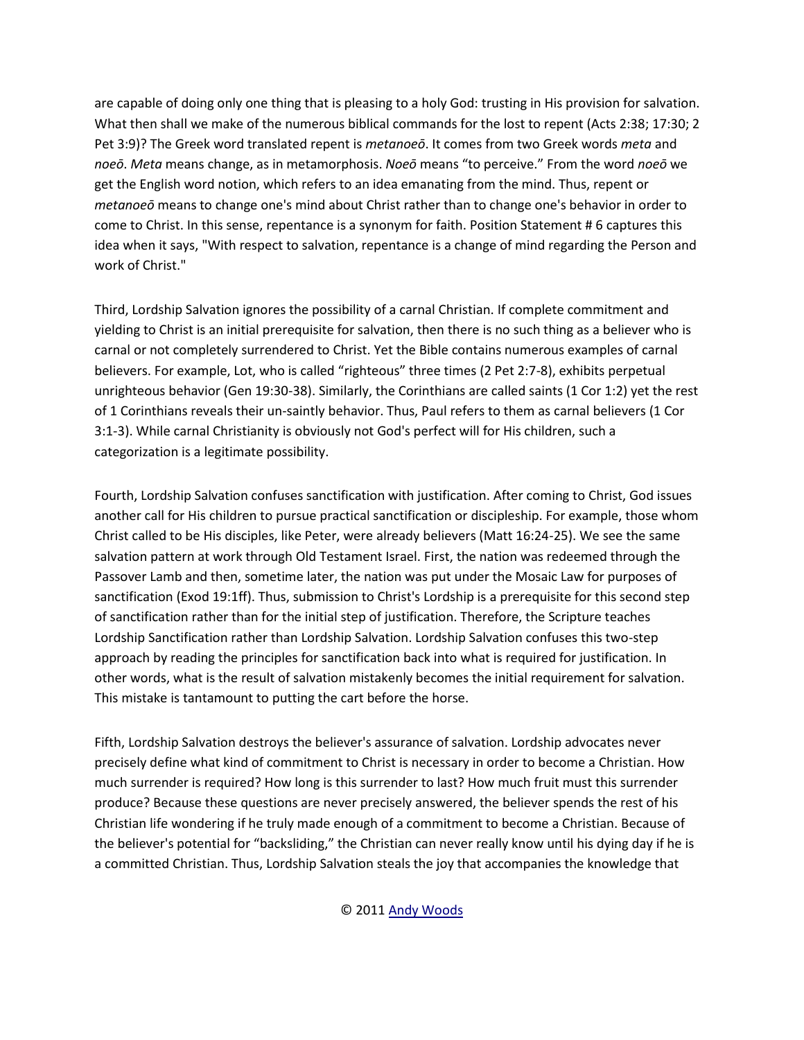are capable of doing only one thing that is pleasing to a holy God: trusting in His provision for salvation. What then shall we make of the numerous biblical commands for the lost to repent (Acts 2:38; 17:30; 2 Pet 3:9)? The Greek word translated repent is *metanoeō*. It comes from two Greek words *meta* and *noeō*. *Meta* means change, as in metamorphosis. *Noeō* means "to perceive." From the word *noeō* we get the English word notion, which refers to an idea emanating from the mind. Thus, repent or *metanoeō* means to change one's mind about Christ rather than to change one's behavior in order to come to Christ. In this sense, repentance is a synonym for faith. Position Statement # 6 captures this idea when it says, "With respect to salvation, repentance is a change of mind regarding the Person and work of Christ."

Third, Lordship Salvation ignores the possibility of a carnal Christian. If complete commitment and yielding to Christ is an initial prerequisite for salvation, then there is no such thing as a believer who is carnal or not completely surrendered to Christ. Yet the Bible contains numerous examples of carnal believers. For example, Lot, who is called "righteous" three times (2 Pet 2:7-8), exhibits perpetual unrighteous behavior (Gen 19:30-38). Similarly, the Corinthians are called saints (1 Cor 1:2) yet the rest of 1 Corinthians reveals their un-saintly behavior. Thus, Paul refers to them as carnal believers (1 Cor 3:1-3). While carnal Christianity is obviously not God's perfect will for His children, such a categorization is a legitimate possibility.

Fourth, Lordship Salvation confuses sanctification with justification. After coming to Christ, God issues another call for His children to pursue practical sanctification or discipleship. For example, those whom Christ called to be His disciples, like Peter, were already believers (Matt 16:24-25). We see the same salvation pattern at work through Old Testament Israel. First, the nation was redeemed through the Passover Lamb and then, sometime later, the nation was put under the Mosaic Law for purposes of sanctification (Exod 19:1ff). Thus, submission to Christ's Lordship is a prerequisite for this second step of sanctification rather than for the initial step of justification. Therefore, the Scripture teaches Lordship Sanctification rather than Lordship Salvation. Lordship Salvation confuses this two-step approach by reading the principles for sanctification back into what is required for justification. In other words, what is the result of salvation mistakenly becomes the initial requirement for salvation. This mistake is tantamount to putting the cart before the horse.

Fifth, Lordship Salvation destroys the believer's assurance of salvation. Lordship advocates never precisely define what kind of commitment to Christ is necessary in order to become a Christian. How much surrender is required? How long is this surrender to last? How much fruit must this surrender produce? Because these questions are never precisely answered, the believer spends the rest of his Christian life wondering if he truly made enough of a commitment to become a Christian. Because of the believer's potential for "backsliding," the Christian can never really know until his dying day if he is a committed Christian. Thus, Lordship Salvation steals the joy that accompanies the knowledge that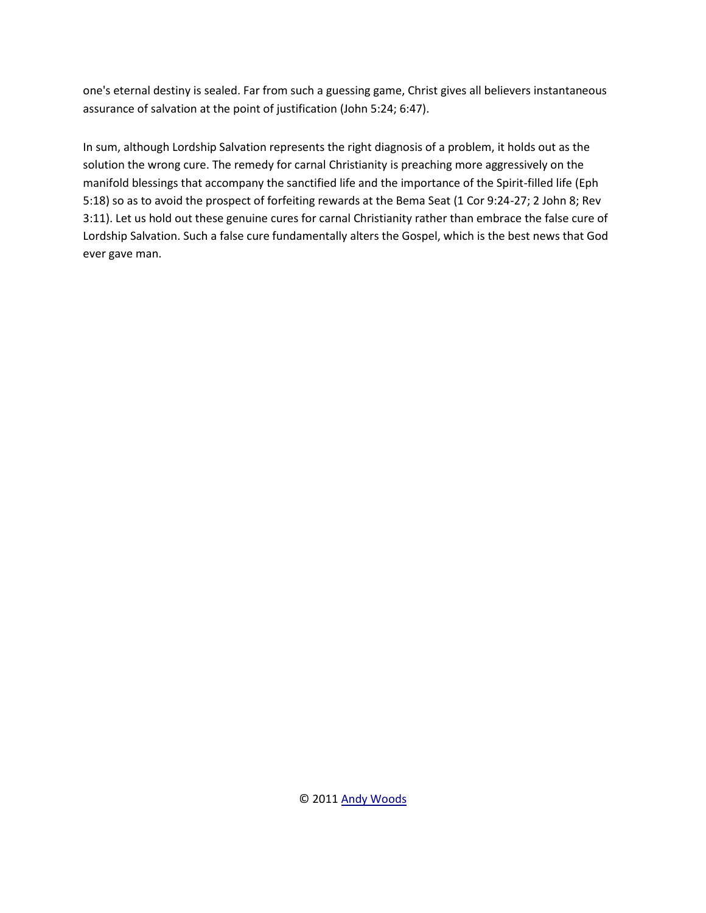one's eternal destiny is sealed. Far from such a guessing game, Christ gives all believers instantaneous assurance of salvation at the point of justification (John 5:24; 6:47).

In sum, although Lordship Salvation represents the right diagnosis of a problem, it holds out as the solution the wrong cure. The remedy for carnal Christianity is preaching more aggressively on the manifold blessings that accompany the sanctified life and the importance of the Spirit-filled life (Eph 5:18) so as to avoid the prospect of forfeiting rewards at the Bema Seat (1 Cor 9:24-27; 2 John 8; Rev 3:11). Let us hold out these genuine cures for carnal Christianity rather than embrace the false cure of Lordship Salvation. Such a false cure fundamentally alters the Gospel, which is the best news that God ever gave man.

© 2011 Andy Woods